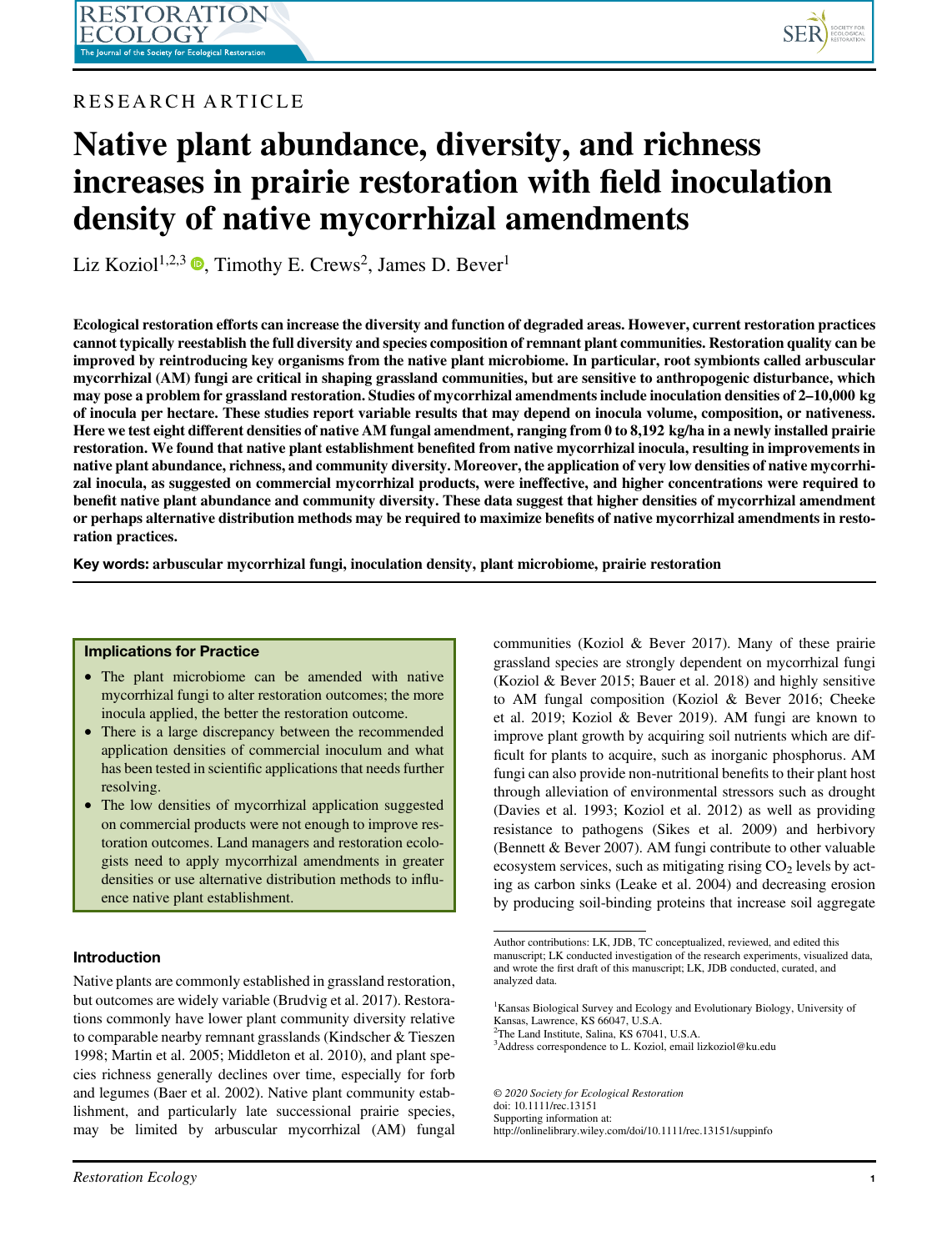RESEARCH ARTICLE

# Native plant abundance, diversity, and richness increases in prairie restoration with field inoculation density of native mycorrhizal amendments

Liz Koziol[1,2,3], Timothy E. Crews[2], James D. Bever[1]

**Ecological restoration efforts can increase the diversity and function of degraded areas. However, current restoration practices cannot typically reestablish the full diversity and species composition of remnant plant communities. Restoration quality can be improved by reintroducing key organisms from the native plant microbiome. In particular, root symbionts called arbuscular mycorrhizal (AM) fungi are critical in shaping grassland communities, but are sensitive to anthropogenic disturbance, which may pose a problem for grassland restoration. Studies of mycorrhizal amendments include inoculation densities of 2–10,000 kg of inocula per hectare. These studies report variable results that may depend on inocula volume, composition, or nativeness. Here we test eight different densities of native AM fungal amendment, ranging from 0 to 8,192 kg/ha in a newly installed prairie restoration. We found that native plant establishment benefited from native mycorrhizal inocula, resulting in improvements in native plant abundance, richness, and community diversity. Moreover, the application of very low densities of native mycorrhizal inocula, as suggested on commercial mycorrhizal products, were ineffective, and higher concentrations were required to benefit native plant abundance and community diversity. These data suggest that higher densities of mycorrhizal amendment or perhaps alternative distribution methods may be required to maximize benefits of native mycorrhizal amendments in restoration practices.**

**Key words: arbuscular mycorrhizal fungi, inoculation density, plant microbiome, prairie restoration**

### Implications for Practice

- The plant microbiome can be amended with native mycorrhizal fungi to alter restoration outcomes; the more inocula applied, the better the restoration outcome.
- There is a large discrepancy between the recommended application densities of commercial inoculum and what has been tested in scientific applications that needs further resolving.
- The low densities of mycorrhizal application suggested on commercial products were not enough to improve restoration outcomes. Land managers and restoration ecologists need to apply mycorrhizal amendments in greater densities or use alternative distribution methods to influence native plant establishment.

## Introduction

Native plants are commonly established in grassland restoration, but outcomes are widely variable (Brudvig et al. 2017). Restorations commonly have lower plant community diversity relative to comparable nearby remnant grasslands (Kindscher & Tieszen 1998; Martin et al. 2005; Middleton et al. 2010), and plant species richness generally declines over time, especially for forb and legumes (Baer et al. 2002). Native plant community establishment, and particularly late successional prairie species, may be limited by arbuscular mycorrhizal (AM) fungal communities (Koziol & Bever 2017). Many of these prairie grassland species are strongly dependent on mycorrhizal fungi (Koziol & Bever 2015; Bauer et al. 2018) and highly sensitive to AM fungal composition (Koziol & Bever 2016; Cheeke et al. 2019; Koziol & Bever 2019). AM fungi are known to improve plant growth by acquiring soil nutrients which are difficult for plants to acquire, such as inorganic phosphorus. AM fungi can also provide non-nutritional benefits to their plant host through alleviation of environmental stressors such as drought (Davies et al. 1993; Koziol et al. 2012) as well as providing resistance to pathogens (Sikes et al. 2009) and herbivory (Bennett & Bever 2007). AM fungi contribute to other valuable ecosystem services, such as mitigating rising $CO_2$ levels by acting as carbon sinks (Leake et al. 2004) and decreasing erosion by producing soil-binding proteins that increase soil aggregate

---

Author contributions: LK, JDB, TC conceptualized, reviewed, and edited this manuscript; LK conducted investigation of the research experiments, visualized data, and wrote the first draft of this manuscript; LK, JDB conducted, curated, and analyzed data.

[1]Kansas Biological Survey and Ecology and Evolutionary Biology, University of Kansas, Lawrence, KS 66047, U.S.A.
[2]The Land Institute, Salina, KS 67041, U.S.A.
[3]Address correspondence to L. Koziol, email lizkoziol@ku.edu

*© 2020 Society for Ecological Restoration*
doi: 10.1111/rec.13151
Supporting information at:
http://onlinelibrary.wiley.com/doi/10.1111/rec.13151/suppinfo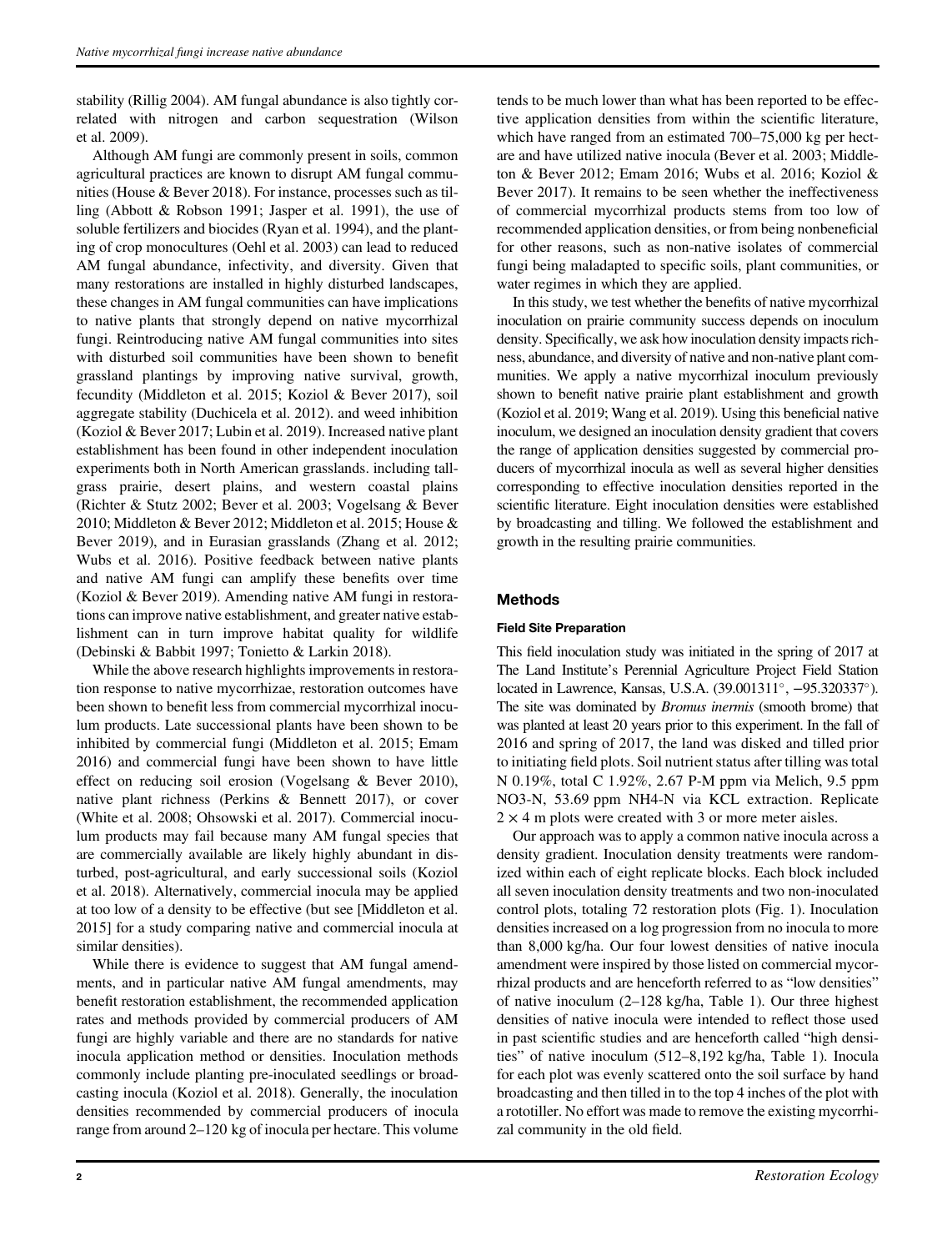stability (Rillig 2004). AM fungal abundance is also tightly correlated with nitrogen and carbon sequestration (Wilson et al. 2009).

Although AM fungi are commonly present in soils, common agricultural practices are known to disrupt AM fungal communities (House & Bever 2018). For instance, processes such as tilling (Abbott & Robson 1991; Jasper et al. 1991), the use of soluble fertilizers and biocides (Ryan et al. 1994), and the planting of crop monocultures (Oehl et al. 2003) can lead to reduced AM fungal abundance, infectivity, and diversity. Given that many restorations are installed in highly disturbed landscapes, these changes in AM fungal communities can have implications to native plants that strongly depend on native mycorrhizal fungi. Reintroducing native AM fungal communities into sites with disturbed soil communities have been shown to benefit grassland plantings by improving native survival, growth, fecundity (Middleton et al. 2015; Koziol & Bever 2017), soil aggregate stability (Duchicela et al. 2012). and weed inhibition (Koziol & Bever 2017; Lubin et al. 2019). Increased native plant establishment has been found in other independent inoculation experiments both in North American grasslands. including tallgrass prairie, desert plains, and western coastal plains (Richter & Stutz 2002; Bever et al. 2003; Vogelsang & Bever 2010; Middleton & Bever 2012; Middleton et al. 2015; House & Bever 2019), and in Eurasian grasslands (Zhang et al. 2012; Wubs et al. 2016). Positive feedback between native plants and native AM fungi can amplify these benefits over time (Koziol & Bever 2019). Amending native AM fungi in restorations can improve native establishment, and greater native establishment can in turn improve habitat quality for wildlife (Debinski & Babbit 1997; Tonietto & Larkin 2018).

While the above research highlights improvements in restoration response to native mycorrhizae, restoration outcomes have been shown to benefit less from commercial mycorrhizal inoculum products. Late successional plants have been shown to be inhibited by commercial fungi (Middleton et al. 2015; Emam 2016) and commercial fungi have been shown to have little effect on reducing soil erosion (Vogelsang & Bever 2010), native plant richness (Perkins & Bennett 2017), or cover (White et al. 2008; Ohsowski et al. 2017). Commercial inoculum products may fail because many AM fungal species that are commercially available are likely highly abundant in disturbed, post-agricultural, and early successional soils (Koziol et al. 2018). Alternatively, commercial inocula may be applied at too low of a density to be effective (but see [Middleton et al. 2015] for a study comparing native and commercial inocula at similar densities).

While there is evidence to suggest that AM fungal amendments, and in particular native AM fungal amendments, may benefit restoration establishment, the recommended application rates and methods provided by commercial producers of AM fungi are highly variable and there are no standards for native inocula application method or densities. Inoculation methods commonly include planting pre-inoculated seedlings or broadcasting inocula (Koziol et al. 2018). Generally, the inoculation densities recommended by commercial producers of inocula range from around 2–120 kg of inocula per hectare. This volume tends to be much lower than what has been reported to be effective application densities from within the scientific literature, which have ranged from an estimated 700–75,000 kg per hectare and have utilized native inocula (Bever et al. 2003; Middleton & Bever 2012; Emam 2016; Wubs et al. 2016; Koziol & Bever 2017). It remains to be seen whether the ineffectiveness of commercial mycorrhizal products stems from too low of recommended application densities, or from being nonbeneficial for other reasons, such as non-native isolates of commercial fungi being maladapted to specific soils, plant communities, or water regimes in which they are applied.

In this study, we test whether the benefits of native mycorrhizal inoculation on prairie community success depends on inoculum density. Specifically, we ask how inoculation density impacts richness, abundance, and diversity of native and non-native plant communities. We apply a native mycorrhizal inoculum previously shown to benefit native prairie plant establishment and growth (Koziol et al. 2019; Wang et al. 2019). Using this beneficial native inoculum, we designed an inoculation density gradient that covers the range of application densities suggested by commercial producers of mycorrhizal inocula as well as several higher densities corresponding to effective inoculation densities reported in the scientific literature. Eight inoculation densities were established by broadcasting and tilling. We followed the establishment and growth in the resulting prairie communities.

## Methods

### Field Site Preparation

This field inoculation study was initiated in the spring of 2017 at The Land Institute's Perennial Agriculture Project Field Station located in Lawrence, Kansas, U.S.A. (39.001311°, −95.320337°). The site was dominated by *Bromus inermis* (smooth brome) that was planted at least 20 years prior to this experiment. In the fall of 2016 and spring of 2017, the land was disked and tilled prior to initiating field plots. Soil nutrient status after tilling was total N 0.19%, total C 1.92%, 2.67 P-M ppm via Melich, 9.5 ppm NO3-N, 53.69 ppm NH4-N via KCL extraction. Replicate $2 \times 4$ m plots were created with 3 or more meter aisles.

Our approach was to apply a common native inocula across a density gradient. Inoculation density treatments were randomized within each of eight replicate blocks. Each block included all seven inoculation density treatments and two non-inoculated control plots, totaling 72 restoration plots (Fig. 1). Inoculation densities increased on a log progression from no inocula to more than 8,000 kg/ha. Our four lowest densities of native inocula amendment were inspired by those listed on commercial mycorrhizal products and are henceforth referred to as "low densities" of native inoculum (2–128 kg/ha, Table 1). Our three highest densities of native inocula were intended to reflect those used in past scientific studies and are henceforth called "high densities" of native inoculum (512–8,192 kg/ha, Table 1). Inocula for each plot was evenly scattered onto the soil surface by hand broadcasting and then tilled in to the top 4 inches of the plot with a rototiller. No effort was made to remove the existing mycorrhizal community in the old field.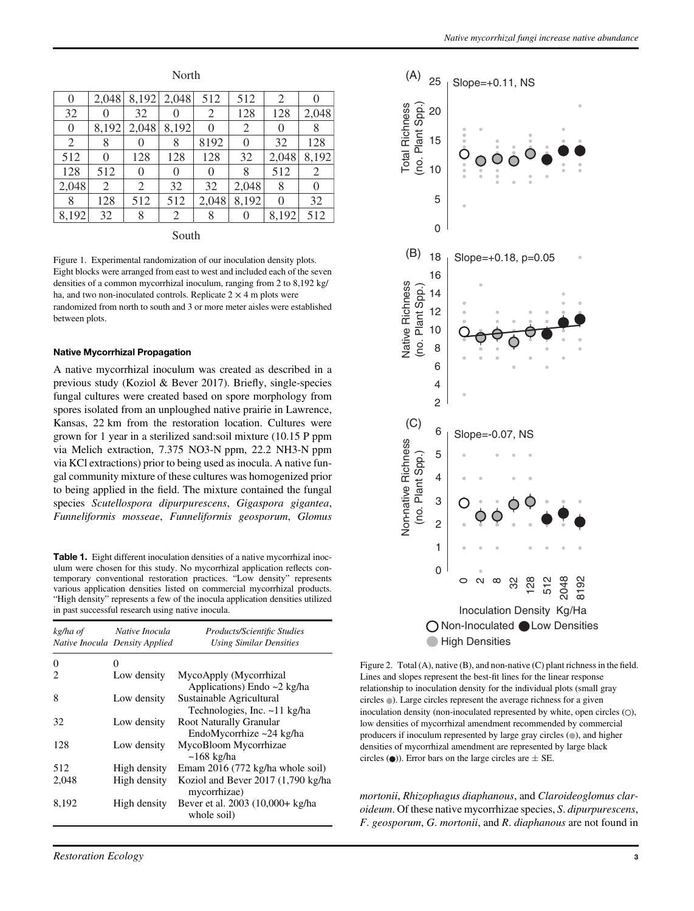North

| 0 | 2,048 | 8,192 | 2,048 | 512 | 512 | 2 | 0 |
|---|---|---|---|---|---|---|---|
| 32 | 0 | 32 | 0 | 2 | 128 | 128 | 2,048 |
| 0 | 8,192 | 2,048 | 8,192 | 0 | 2 | 0 | 8 |
| 2 | 8 | 0 | 8 | 8192 | 0 | 32 | 128 |
| 512 | 0 | 128 | 128 | 128 | 32 | 2,048 | 8,192 |
| 128 | 512 | 0 | 0 | 0 | 8 | 512 | 2 |
| 2,048 | 2 | 2 | 32 | 32 | 2,048 | 8 | 0 |
| 8 | 128 | 512 | 512 | 2,048 | 8,192 | 0 | 32 |
| 8,192 | 32 | 8 | 2 | 8 | 0 | 8,192 | 512 |

South

Figure 1. Experimental randomization of our inoculation density plots. Eight blocks were arranged from east to west and included each of the seven densities of a common mycorrhizal inoculum, ranging from 2 to 8,192 kg/ha, and two non-inoculated controls. Replicate 2 × 4 m plots were randomized from north to south and 3 or more meter aisles were established between plots.

#### Native Mycorrhizal Propagation

A native mycorrhizal inoculum was created as described in a previous study (Koziol & Bever 2017). Briefly, single-species fungal cultures were created based on spore morphology from spores isolated from an unploughed native prairie in Lawrence, Kansas, 22 km from the restoration location. Cultures were grown for 1 year in a sterilized sand:soil mixture (10.15 P ppm via Melich extraction, 7.375 $NO_3$-N ppm, 22.2 $NH_3$-N ppm via KCl extractions) prior to being used as inocula. A native fungal community mixture of these cultures was homogenized prior to being applied in the field. The mixture contained the fungal species *Scutellospora dipurpurescens*, *Gigaspora gigantea*, *Funneliformis mosseae*, *Funneliformis geosporum*, *Glomus mortonii*, *Rhizophagus diaphanous*, and *Claroideoglomus claroideum*. Of these native mycorrhizae species, *S. dipurpurescens*, *F. geosporum*, *G. mortonii*, and *R. diaphanous* are not found in

**Table 1.** Eight different inoculation densities of a native mycorrhizal inoculum were chosen for this study. No mycorrhizal application reflects contemporary conventional restoration practices. "Low density" represents various application densities listed on commercial mycorrhizal products. "High density" represents a few of the inocula application densities utilized in past successful research using native inocula.

| *kg/ha of Native Inocula* | *Native Inocula Density Applied* | *Products/Scientific Studies Using Similar Densities* |
|---|---|---|
| 0 | 0 | |
| 2 | Low density | MycoApply (Mycorrhizal Applications) Endo ~2 kg/ha |
| 8 | Low density | Sustainable Agricultural Technologies, Inc. ~11 kg/ha |
| 32 | Low density | Root Naturally Granular EndoMycorrhize ~24 kg/ha |
| 128 | Low density | MycoBloom Mycorrhizae ~168 kg/ha |
| 512 | High density | Emam 2016 (772 kg/ha whole soil) |
| 2,048 | High density | Koziol and Bever 2017 (1,790 kg/ha mycorrhizae) |
| 8,192 | High density | Bever et al. 2003 (10,000+ kg/ha whole soil) |

Figure 2. Total (A), native (B), and non-native (C) plant richness in the field. Lines and slopes represent the best-fit lines for the linear response relationship to inoculation density for the individual plots (small gray circles ●). Large circles represent the average richness for a given inoculation density (non-inoculated represented by white, open circles (○), low densities of mycorrhizal amendment recommended by commercial producers if inoculum represented by large gray circles (●), and higher densities of mycorrhizal amendment are represented by large black circles (●)). Error bars on the large circles are ± SE.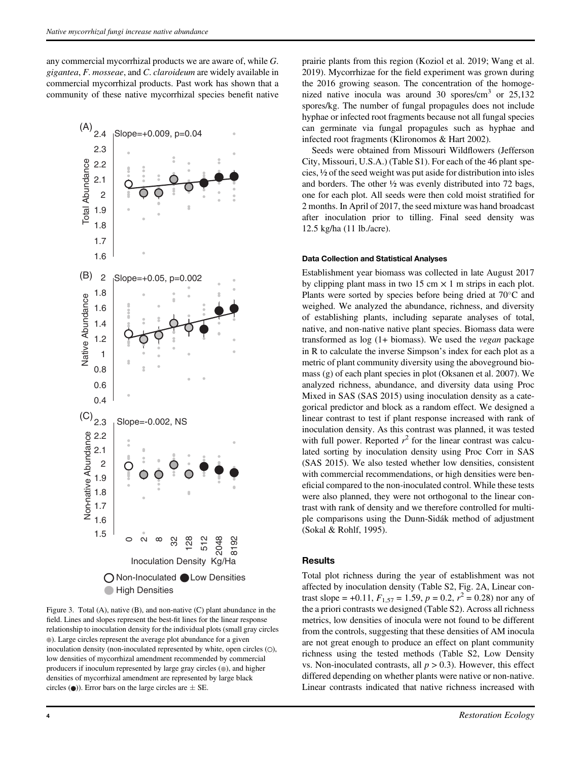any commercial mycorrhizal products we are aware of, while *G. gigantea*, *F. mosseae*, and *C. claroideum* are widely available in commercial mycorrhizal products. Past work has shown that a community of these native mycorrhizal species benefit native prairie plants from this region (Koziol et al. 2019; Wang et al. 2019). Mycorrhizae for the field experiment was grown during the 2016 growing season. The concentration of the homogenized native inocula was around 30 spores/cm$^3$ or 25,132 spores/kg. The number of fungal propagules does not include hyphae or infected root fragments because not all fungal species can germinate via fungal propagules such as hyphae and infected root fragments (Klironomos & Hart 2002).

Seeds were obtained from Missouri Wildflowers (Jefferson City, Missouri, U.S.A.) (Table S1). For each of the 46 plant species, ½ of the seed weight was put aside for distribution into isles and borders. The other ½ was evenly distributed into 72 bags, one for each plot. All seeds were then cold moist stratified for 2 months. In April of 2017, the seed mixture was hand broadcast after inoculation prior to tilling. Final seed density was 12.5 kg/ha (11 lb./acre).

Figure 3. Total (A), native (B), and non-native (C) plant abundance in the field. Lines and slopes represent the best-fit lines for the linear response relationship to inoculation density for the individual plots (small gray circles ●). Large circles represent the average plot abundance for a given inoculation density (non-inoculated represented by white, open circles (○), low densities of mycorrhizal amendment recommended by commercial producers if inoculum represented by large gray circles (●), and higher densities of mycorrhizal amendment are represented by large black circles (●)). Error bars on the large circles are ± SE.

#### Data Collection and Statistical Analyses

Establishment year biomass was collected in late August 2017 by clipping plant mass in two 15 cm × 1 m strips in each plot. Plants were sorted by species before being dried at 70°C and weighed. We analyzed the abundance, richness, and diversity of establishing plants, including separate analyses of total, native, and non-native native plant species. Biomass data were transformed as log (1+ biomass). We used the *vegan* package in R to calculate the inverse Simpson's index for each plot as a metric of plant community diversity using the aboveground biomass (g) of each plant species in plot (Oksanen et al. 2007). We analyzed richness, abundance, and diversity data using Proc Mixed in SAS (SAS 2015) using inoculation density as a categorical predictor and block as a random effect. We designed a linear contrast to test if plant response increased with rank of inoculation density. As this contrast was planned, it was tested with full power. Reported $r^2$ for the linear contrast was calculated sorting by inoculation density using Proc Corr in SAS (SAS 2015). We also tested whether low densities, consistent with commercial recommendations, or high densities were beneficial compared to the non-inoculated control. While these tests were also planned, they were not orthogonal to the linear contrast with rank of density and we therefore controlled for multiple comparisons using the Dunn-Sidák method of adjustment (Sokal & Rohlf, 1995).

### Results

Total plot richness during the year of establishment was not affected by inoculation density (Table S2, Fig. 2A, Linear contrast slope = +0.11, $F_{1,57}$ = 1.59, $p$ = 0.2, $r^2$ = 0.28) nor any of the a priori contrasts we designed (Table S2). Across all richness metrics, low densities of inocula were not found to be different from the controls, suggesting that these densities of AM inocula are not great enough to produce an effect on plant community richness using the tested methods (Table S2, Low Density vs. Non-inoculated contrasts, all $p > 0.3$). However, this effect differed depending on whether plants were native or non-native. Linear contrasts indicated that native richness increased with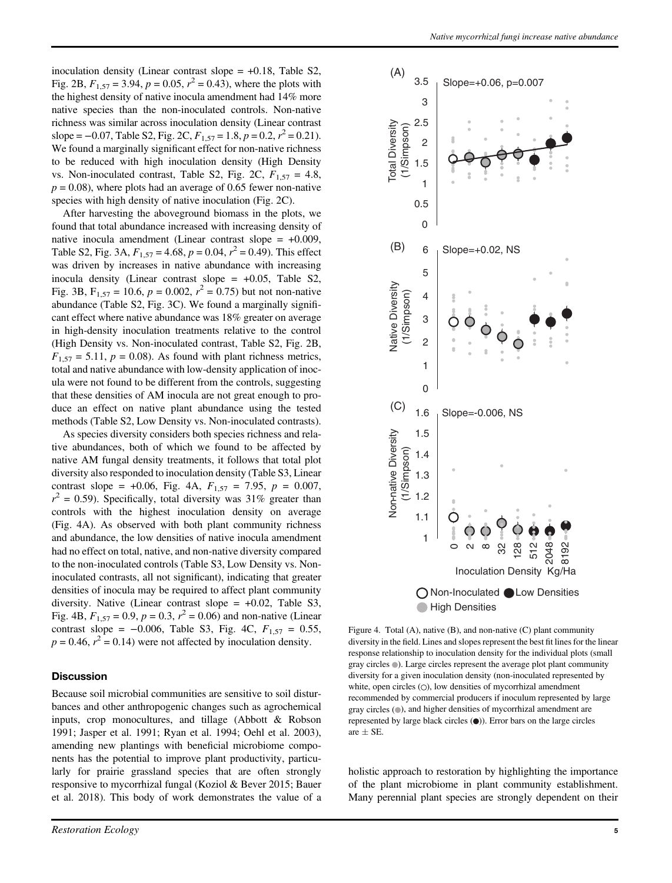inoculation density (Linear contrast slope = +0.18, Table S2, Fig. 2B, $F_{1,57} = 3.94$, $p = 0.05$, $r^2 = 0.43$), where the plots with the highest density of native inocula amendment had 14% more native species than the non-inoculated controls. Non-native richness was similar across inoculation density (Linear contrast slope = −0.07, Table S2, Fig. 2C, $F_{1,57} = 1.8$, $p = 0.2$, $r^2 = 0.21$). We found a marginally significant effect for non-native richness to be reduced with high inoculation density (High Density vs. Non-inoculated contrast, Table S2, Fig. 2C, $F_{1,57} = 4.8$, $p = 0.08$), where plots had an average of 0.65 fewer non-native species with high density of native inoculation (Fig. 2C).

After harvesting the aboveground biomass in the plots, we found that total abundance increased with increasing density of native inocula amendment (Linear contrast slope = +0.009, Table S2, Fig. 3A, $F_{1,57} = 4.68$, $p = 0.04$, $r^2 = 0.49$). This effect was driven by increases in native abundance with increasing inocula density (Linear contrast slope = +0.05, Table S2, Fig. 3B, $F_{1,57} = 10.6$, $p = 0.002$, $r^2 = 0.75$) but not non-native abundance (Table S2, Fig. 3C). We found a marginally significant effect where native abundance was 18% greater on average in high-density inoculation treatments relative to the control (High Density vs. Non-inoculated contrast, Table S2, Fig. 2B, $F_{1,57} = 5.11$, $p = 0.08$). As found with plant richness metrics, total and native abundance with low-density application of inocula were not found to be different from the controls, suggesting that these densities of AM inocula are not great enough to produce an effect on native plant abundance using the tested methods (Table S2, Low Density vs. Non-inoculated contrasts).

As species diversity considers both species richness and relative abundances, both of which we found to be affected by native AM fungal density treatments, it follows that total plot diversity also responded to inoculation density (Table S3, Linear contrast slope = +0.06, Fig. 4A, $F_{1,57} = 7.95$, $p = 0.007$, $r^2 = 0.59$). Specifically, total diversity was 31% greater than controls with the highest inoculation density on average (Fig. 4A). As observed with both plant community richness and abundance, the low densities of native inocula amendment had no effect on total, native, and non-native diversity compared to the non-inoculated controls (Table S3, Low Density vs. Non-inoculated contrasts, all not significant), indicating that greater densities of inocula may be required to affect plant community diversity. Native (Linear contrast slope = +0.02, Table S3, Fig. 4B, $F_{1,57} = 0.9$, $p = 0.3$, $r^2 = 0.06$) and non-native (Linear contrast slope = −0.006, Table S3, Fig. 4C, $F_{1,57} = 0.55$, $p = 0.46$, $r^2 = 0.14$) were not affected by inoculation density.

Figure 4. Total (A), native (B), and non-native (C) plant community diversity in the field. Lines and slopes represent the best fit lines for the linear response relationship to inoculation density for the individual plots (small gray circles ●). Large circles represent the average plot plant community diversity for a given inoculation density (non-inoculated represented by white, open circles (○), low densities of mycorrhizal amendment recommended by commercial producers if inoculum represented by large gray circles (●), and higher densities of mycorrhizal amendment are represented by large black circles (●)). Error bars on the large circles are ± SE.

## Discussion

Because soil microbial communities are sensitive to soil disturbances and other anthropogenic changes such as agrochemical inputs, crop monocultures, and tillage (Abbott & Robson 1991; Jasper et al. 1991; Ryan et al. 1994; Oehl et al. 2003), amending new plantings with beneficial microbiome components has the potential to improve plant productivity, particularly for prairie grassland species that are often strongly responsive to mycorrhizal fungal (Koziol & Bever 2015; Bauer et al. 2018). This body of work demonstrates the value of a holistic approach to restoration by highlighting the importance of the plant microbiome in plant community establishment. Many perennial plant species are strongly dependent on their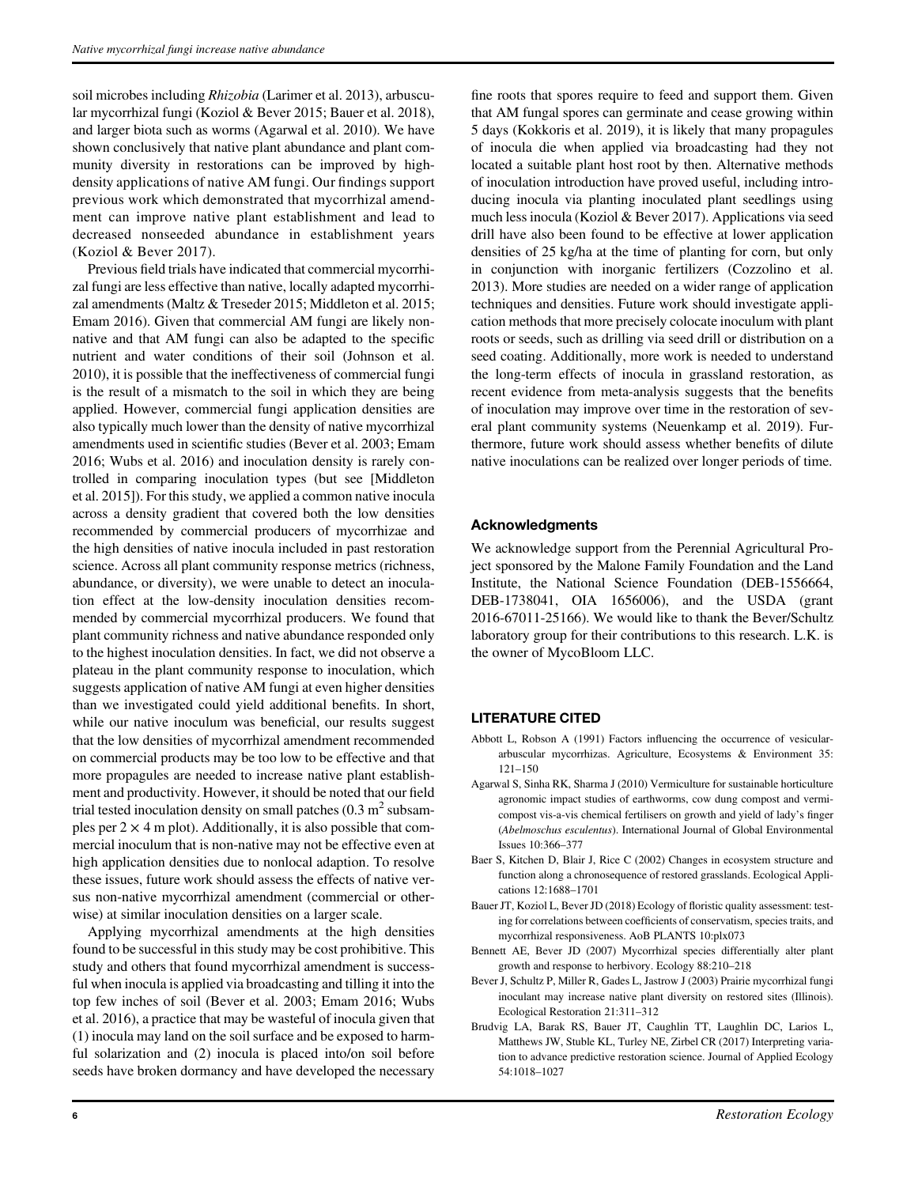soil microbes including *Rhizobia* (Larimer et al. 2013), arbuscular mycorrhizal fungi (Koziol & Bever 2015; Bauer et al. 2018), and larger biota such as worms (Agarwal et al. 2010). We have shown conclusively that native plant abundance and plant community diversity in restorations can be improved by high-density applications of native AM fungi. Our findings support previous work which demonstrated that mycorrhizal amendment can improve native plant establishment and lead to decreased nonseeded abundance in establishment years (Koziol & Bever 2017).

Previous field trials have indicated that commercial mycorrhizal fungi are less effective than native, locally adapted mycorrhizal amendments (Maltz & Treseder 2015; Middleton et al. 2015; Emam 2016). Given that commercial AM fungi are likely non-native and that AM fungi can also be adapted to the specific nutrient and water conditions of their soil (Johnson et al. 2010), it is possible that the ineffectiveness of commercial fungi is the result of a mismatch to the soil in which they are being applied. However, commercial fungi application densities are also typically much lower than the density of native mycorrhizal amendments used in scientific studies (Bever et al. 2003; Emam 2016; Wubs et al. 2016) and inoculation density is rarely controlled in comparing inoculation types (but see [Middleton et al. 2015]). For this study, we applied a common native inocula across a density gradient that covered both the low densities recommended by commercial producers of mycorrhizae and the high densities of native inocula included in past restoration science. Across all plant community response metrics (richness, abundance, or diversity), we were unable to detect an inoculation effect at the low-density inoculation densities recommended by commercial mycorrhizal producers. We found that plant community richness and native abundance responded only to the highest inoculation densities. In fact, we did not observe a plateau in the plant community response to inoculation, which suggests application of native AM fungi at even higher densities than we investigated could yield additional benefits. In short, while our native inoculum was beneficial, our results suggest that the low densities of mycorrhizal amendment recommended on commercial products may be too low to be effective and that more propagules are needed to increase native plant establishment and productivity. However, it should be noted that our field trial tested inoculation density on small patches (0.3 $m^2$ subsamples per $2 \times 4$ m plot). Additionally, it is also possible that commercial inoculum that is non-native may not be effective even at high application densities due to nonlocal adaption. To resolve these issues, future work should assess the effects of native versus non-native mycorrhizal amendment (commercial or otherwise) at similar inoculation densities on a larger scale.

Applying mycorrhizal amendments at the high densities found to be successful in this study may be cost prohibitive. This study and others that found mycorrhizal amendment is successful when inocula is applied via broadcasting and tilling it into the top few inches of soil (Bever et al. 2003; Emam 2016; Wubs et al. 2016), a practice that may be wasteful of inocula given that (1) inocula may land on the soil surface and be exposed to harmful solarization and (2) inocula is placed into/on soil before seeds have broken dormancy and have developed the necessary fine roots that spores require to feed and support them. Given that AM fungal spores can germinate and cease growing within 5 days (Kokkoris et al. 2019), it is likely that many propagules of inocula die when applied via broadcasting had they not located a suitable plant host root by then. Alternative methods of inoculation introduction have proved useful, including introducing inocula via planting inoculated plant seedlings using much less inocula (Koziol & Bever 2017). Applications via seed drill have also been found to be effective at lower application densities of 25 kg/ha at the time of planting for corn, but only in conjunction with inorganic fertilizers (Cozzolino et al. 2013). More studies are needed on a wider range of application techniques and densities. Future work should investigate application methods that more precisely colocate inoculum with plant roots or seeds, such as drilling via seed drill or distribution on a seed coating. Additionally, more work is needed to understand the long-term effects of inocula in grassland restoration, as recent evidence from meta-analysis suggests that the benefits of inoculation may improve over time in the restoration of several plant community systems (Neuenkamp et al. 2019). Furthermore, future work should assess whether benefits of dilute native inoculations can be realized over longer periods of time.

## Acknowledgments

We acknowledge support from the Perennial Agricultural Project sponsored by the Malone Family Foundation and the Land Institute, the National Science Foundation (DEB-1556664, DEB-1738041, OIA 1656006), and the USDA (grant 2016-67011-25166). We would like to thank the Bever/Schultz laboratory group for their contributions to this research. L.K. is the owner of MycoBloom LLC.

## LITERATURE CITED

Abbott L, Robson A (1991) Factors influencing the occurrence of vesicular-arbuscular mycorrhizas. Agriculture, Ecosystems & Environment 35: 121–150

Agarwal S, Sinha RK, Sharma J (2010) Vermiculture for sustainable horticulture agronomic impact studies of earthworms, cow dung compost and vermicompost vis-a-vis chemical fertilisers on growth and yield of lady's finger (*Abelmoschus esculentus*). International Journal of Global Environmental Issues 10:366–377

Baer S, Kitchen D, Blair J, Rice C (2002) Changes in ecosystem structure and function along a chronosequence of restored grasslands. Ecological Applications 12:1688–1701

Bauer JT, Koziol L, Bever JD (2018) Ecology of floristic quality assessment: testing for correlations between coefficients of conservatism, species traits, and mycorrhizal responsiveness. AoB PLANTS 10:plx073

Bennett AE, Bever JD (2007) Mycorrhizal species differentially alter plant growth and response to herbivory. Ecology 88:210–218

Bever J, Schultz P, Miller R, Gades L, Jastrow J (2003) Prairie mycorrhizal fungi inoculant may increase native plant diversity on restored sites (Illinois). Ecological Restoration 21:311–312

Brudvig LA, Barak RS, Bauer JT, Caughlin TT, Laughlin DC, Larios L, Matthews JW, Stuble KL, Turley NE, Zirbel CR (2017) Interpreting variation to advance predictive restoration science. Journal of Applied Ecology 54:1018–1027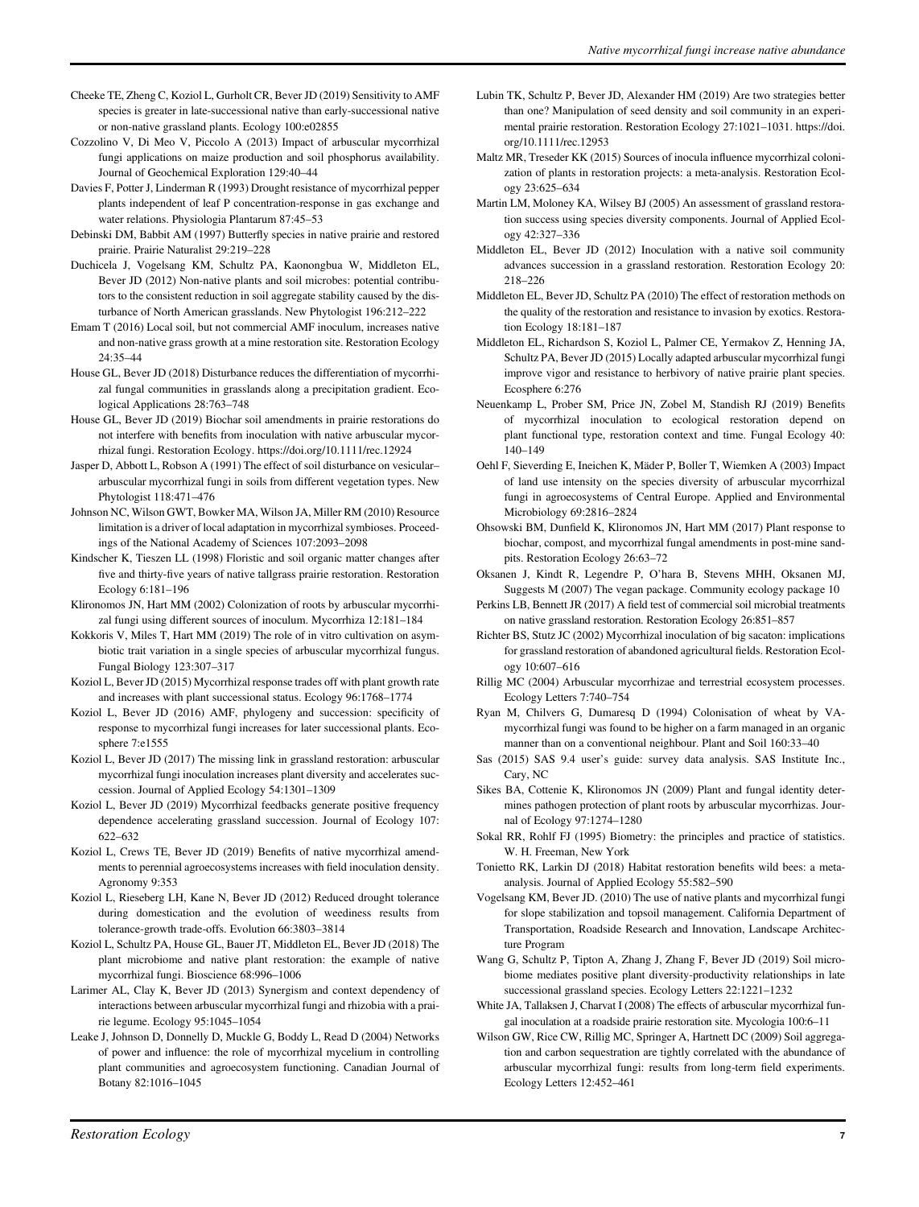Cheeke TE, Zheng C, Koziol L, Gurholt CR, Bever JD (2019) Sensitivity to AMF species is greater in late-successional native than early-successional native or non-native grassland plants. Ecology 100:e02855

Cozzolino V, Di Meo V, Piccolo A (2013) Impact of arbuscular mycorrhizal fungi applications on maize production and soil phosphorus availability. Journal of Geochemical Exploration 129:40–44

Davies F, Potter J, Linderman R (1993) Drought resistance of mycorrhizal pepper plants independent of leaf P concentration-response in gas exchange and water relations. Physiologia Plantarum 87:45–53

Debinski DM, Babbit AM (1997) Butterfly species in native prairie and restored prairie. Prairie Naturalist 29:219–228

Duchicela J, Vogelsang KM, Schultz PA, Kaonongbua W, Middleton EL, Bever JD (2012) Non-native plants and soil microbes: potential contributors to the consistent reduction in soil aggregate stability caused by the disturbance of North American grasslands. New Phytologist 196:212–222

Emam T (2016) Local soil, but not commercial AMF inoculum, increases native and non-native grass growth at a mine restoration site. Restoration Ecology 24:35–44

House GL, Bever JD (2018) Disturbance reduces the differentiation of mycorrhizal fungal communities in grasslands along a precipitation gradient. Ecological Applications 28:763–748

House GL, Bever JD (2019) Biochar soil amendments in prairie restorations do not interfere with benefits from inoculation with native arbuscular mycorrhizal fungi. Restoration Ecology. https://doi.org/10.1111/rec.12924

Jasper D, Abbott L, Robson A (1991) The effect of soil disturbance on vesicular–arbuscular mycorrhizal fungi in soils from different vegetation types. New Phytologist 118:471–476

Johnson NC, Wilson GWT, Bowker MA, Wilson JA, Miller RM (2010) Resource limitation is a driver of local adaptation in mycorrhizal symbioses. Proceedings of the National Academy of Sciences 107:2093–2098

Kindscher K, Tieszen LL (1998) Floristic and soil organic matter changes after five and thirty-five years of native tallgrass prairie restoration. Restoration Ecology 6:181–196

Klironomos JN, Hart MM (2002) Colonization of roots by arbuscular mycorrhizal fungi using different sources of inoculum. Mycorrhiza 12:181–184

Kokkoris V, Miles T, Hart MM (2019) The role of in vitro cultivation on asymbiotic trait variation in a single species of arbuscular mycorrhizal fungus. Fungal Biology 123:307–317

Koziol L, Bever JD (2015) Mycorrhizal response trades off with plant growth rate and increases with plant successional status. Ecology 96:1768–1774

Koziol L, Bever JD (2016) AMF, phylogeny and succession: specificity of response to mycorrhizal fungi increases for later successional plants. Ecosphere 7:e1555

Koziol L, Bever JD (2017) The missing link in grassland restoration: arbuscular mycorrhizal fungi inoculation increases plant diversity and accelerates succession. Journal of Applied Ecology 54:1301–1309

Koziol L, Bever JD (2019) Mycorrhizal feedbacks generate positive frequency dependence accelerating grassland succession. Journal of Ecology 107: 622–632

Koziol L, Crews TE, Bever JD (2019) Benefits of native mycorrhizal amendments to perennial agroecosystems increases with field inoculation density. Agronomy 9:353

Koziol L, Rieseberg LH, Kane N, Bever JD (2012) Reduced drought tolerance during domestication and the evolution of weediness results from tolerance-growth trade-offs. Evolution 66:3803–3814

Koziol L, Schultz PA, House GL, Bauer JT, Middleton EL, Bever JD (2018) The plant microbiome and native plant restoration: the example of native mycorrhizal fungi. Bioscience 68:996–1006

Larimer AL, Clay K, Bever JD (2013) Synergism and context dependency of interactions between arbuscular mycorrhizal fungi and rhizobia with a prairie legume. Ecology 95:1045–1054

Leake J, Johnson D, Donnelly D, Muckle G, Boddy L, Read D (2004) Networks of power and influence: the role of mycorrhizal mycelium in controlling plant communities and agroecosystem functioning. Canadian Journal of Botany 82:1016–1045

Lubin TK, Schultz P, Bever JD, Alexander HM (2019) Are two strategies better than one? Manipulation of seed density and soil community in an experimental prairie restoration. Restoration Ecology 27:1021–1031. https://doi.org/10.1111/rec.12953

Maltz MR, Treseder KK (2015) Sources of inocula influence mycorrhizal colonization of plants in restoration projects: a meta-analysis. Restoration Ecology 23:625–634

Martin LM, Moloney KA, Wilsey BJ (2005) An assessment of grassland restoration success using species diversity components. Journal of Applied Ecology 42:327–336

Middleton EL, Bever JD (2012) Inoculation with a native soil community advances succession in a grassland restoration. Restoration Ecology 20: 218–226

Middleton EL, Bever JD, Schultz PA (2010) The effect of restoration methods on the quality of the restoration and resistance to invasion by exotics. Restoration Ecology 18:181–187

Middleton EL, Richardson S, Koziol L, Palmer CE, Yermakov Z, Henning JA, Schultz PA, Bever JD (2015) Locally adapted arbuscular mycorrhizal fungi improve vigor and resistance to herbivory of native prairie plant species. Ecosphere 6:276

Neuenkamp L, Prober SM, Price JN, Zobel M, Standish RJ (2019) Benefits of mycorrhizal inoculation to ecological restoration depend on plant functional type, restoration context and time. Fungal Ecology 40: 140–149

Oehl F, Sieverding E, Ineichen K, Mäder P, Boller T, Wiemken A (2003) Impact of land use intensity on the species diversity of arbuscular mycorrhizal fungi in agroecosystems of Central Europe. Applied and Environmental Microbiology 69:2816–2824

Ohsowski BM, Dunfield K, Klironomos JN, Hart MM (2017) Plant response to biochar, compost, and mycorrhizal fungal amendments in post-mine sandpits. Restoration Ecology 26:63–72

Oksanen J, Kindt R, Legendre P, O'hara B, Stevens MHH, Oksanen MJ, Suggests M (2007) The vegan package. Community ecology package 10

Perkins LB, Bennett JR (2017) A field test of commercial soil microbial treatments on native grassland restoration. Restoration Ecology 26:851–857

Richter BS, Stutz JC (2002) Mycorrhizal inoculation of big sacaton: implications for grassland restoration of abandoned agricultural fields. Restoration Ecology 10:607–616

Rillig MC (2004) Arbuscular mycorrhizae and terrestrial ecosystem processes. Ecology Letters 7:740–754

Ryan M, Chilvers G, Dumaresq D (1994) Colonisation of wheat by VA-mycorrhizal fungi was found to be higher on a farm managed in an organic manner than on a conventional neighbour. Plant and Soil 160:33–40

Sas (2015) SAS 9.4 user's guide: survey data analysis. SAS Institute Inc., Cary, NC

Sikes BA, Cottenie K, Klironomos JN (2009) Plant and fungal identity determines pathogen protection of plant roots by arbuscular mycorrhizas. Journal of Ecology 97:1274–1280

Sokal RR, Rohlf FJ (1995) Biometry: the principles and practice of statistics. W. H. Freeman, New York

Tonietto RK, Larkin DJ (2018) Habitat restoration benefits wild bees: a meta-analysis. Journal of Applied Ecology 55:582–590

Vogelsang KM, Bever JD. (2010) The use of native plants and mycorrhizal fungi for slope stabilization and topsoil management. California Department of Transportation, Roadside Research and Innovation, Landscape Architecture Program

Wang G, Schultz P, Tipton A, Zhang J, Zhang F, Bever JD (2019) Soil microbiome mediates positive plant diversity-productivity relationships in late successional grassland species. Ecology Letters 22:1221–1232

White JA, Tallaksen J, Charvat I (2008) The effects of arbuscular mycorrhizal fungal inoculation at a roadside prairie restoration site. Mycologia 100:6–11

Wilson GW, Rice CW, Rillig MC, Springer A, Hartnett DC (2009) Soil aggregation and carbon sequestration are tightly correlated with the abundance of arbuscular mycorrhizal fungi: results from long-term field experiments. Ecology Letters 12:452–461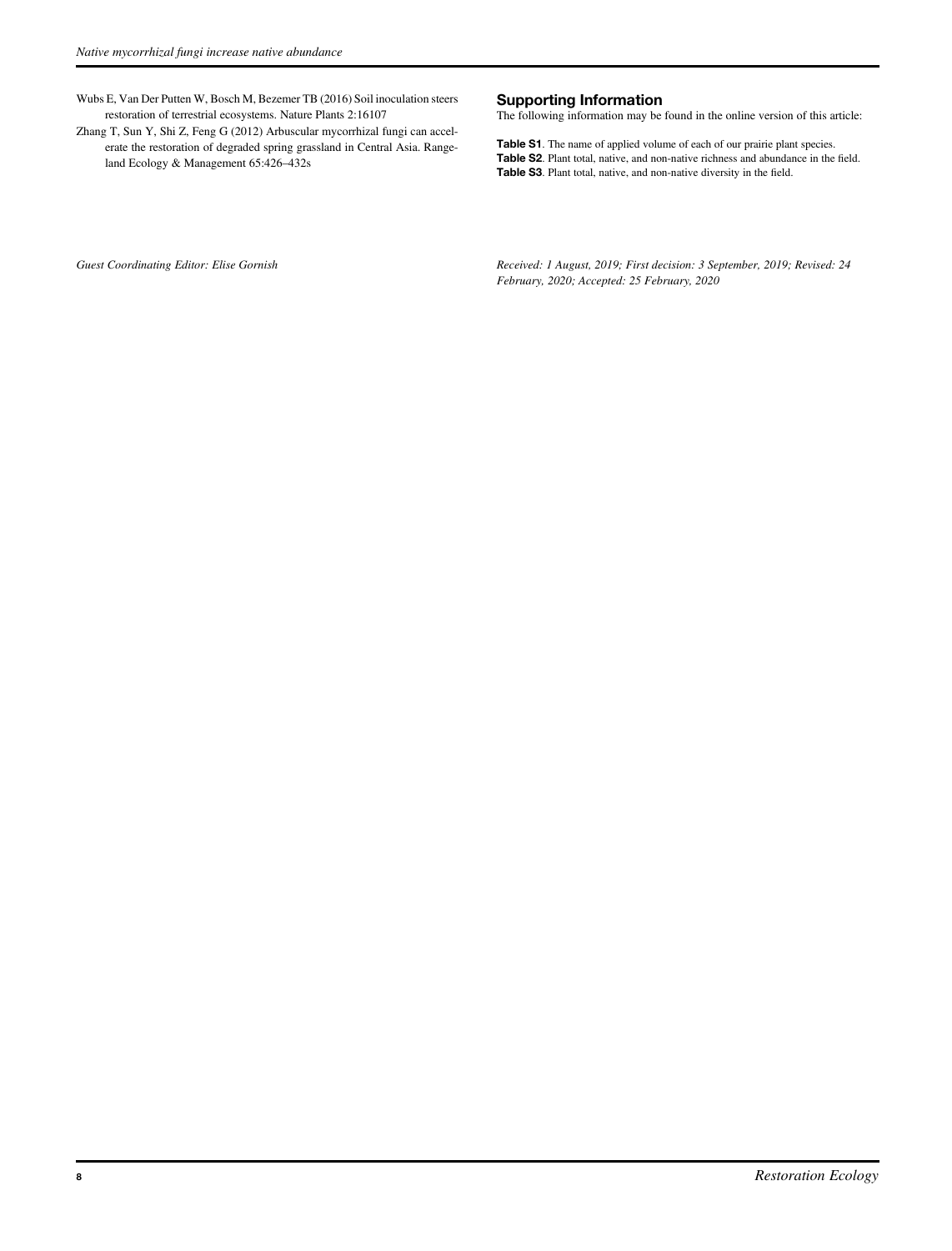Wubs E, Van Der Putten W, Bosch M, Bezemer TB (2016) Soil inoculation steers restoration of terrestrial ecosystems. Nature Plants 2:16107

Zhang T, Sun Y, Shi Z, Feng G (2012) Arbuscular mycorrhizal fungi can accelerate the restoration of degraded spring grassland in Central Asia. Rangeland Ecology & Management 65:426–432s

## Supporting Information

The following information may be found in the online version of this article:

**Table S1**. The name of applied volume of each of our prairie plant species.
**Table S2**. Plant total, native, and non-native richness and abundance in the field.
**Table S3**. Plant total, native, and non-native diversity in the field.

*Guest Coordinating Editor: Elise Gornish*

*Received: 1 August, 2019; First decision: 3 September, 2019; Revised: 24 February, 2020; Accepted: 25 February, 2020*